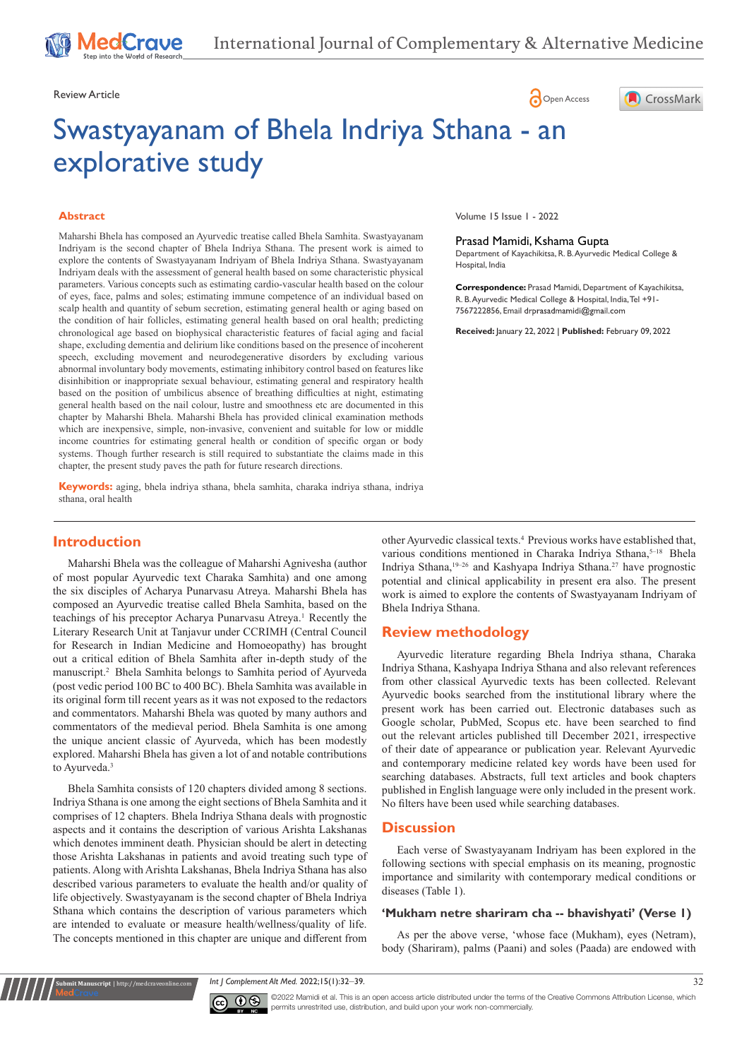Review Article

# Swastyayanam of Bhela Indriya Sthana - an explorative study

## Abstract

Maharshi Bhela has composed an Ayurvedic treatise called Bhela Samhita. Swastyayanam Indriyam is the second chapter of Bhela Indriya Sthana. The present work is aimed to explore the contents of Swastyayanam Indriyam of Bhela Indriya Sthana. Swastyayanam Indriyam deals with the assessment of general health based on some characteristic physical parameters. Various concepts such as estimating cardio-vascular health based on the colour of eyes, face, palms and soles; estimating immune competence of an individual based on scalp health and quantity of sebum secretion, estimating general health or aging based on the condition of hair follicles, estimating general health based on oral health; predicting chronological age based on biophysical characteristic features of facial aging and facial shape, excluding dementia and delirium like conditions based on the presence of incoherent speech, excluding movement and neurodegenerative disorders by excluding various abnormal involuntary body movements, estimating inhibitory control based on features like disinhibition or inappropriate sexual behaviour, estimating general and respiratory health based on the position of umbilicus absence of breathing difficulties at night, estimating general health based on the nail colour, lustre and smoothness etc are documented in this chapter by Maharshi Bhela. Maharshi Bhela has provided clinical examination methods which are inexpensive, simple, non-invasive, convenient and suitable for low or middle income countries for estimating general health or condition of specific organ or body systems. Though further research is still required to substantiate the claims made in this chapter, the present study paves the path for future research directions.

**Keywords:** aging, bhela indriya sthana, bhela samhita, charaka indriya sthana, indriya sthana, oral health

Volume 15 Issue 1 - 2022

Prasad Mamidi, Kshama Gupta

Department of Kayachikitsa, R. B. Ayurvedic Medical College & Hospital, India

**Correspondence:** Prasad Mamidi, Department of Kayachikitsa, R. B. Ayurvedic Medical College & Hospital, India, Tel +91-7567222856, Email drprasadmamidi@gmail.com

**Received:** January 22, 2022 | **Published:** February 09, 2022

## Introduction

Maharshi Bhela was the colleague of Maharshi Agnivesha (author of most popular Ayurvedic text Charaka Samhita) and one among the six disciples of Acharya Punarvasu Atreya. Maharshi Bhela has composed an Ayurvedic treatise called Bhela Samhita, based on the teachings of his preceptor Acharya Punarvasu Atreya.[1] Recently the Literary Research Unit at Tanjavur under CCRIMH (Central Council for Research in Indian Medicine and Homoeopathy) has brought out a critical edition of Bhela Samhita after in-depth study of the manuscript.[2] Bhela Samhita belongs to Samhita period of Ayurveda (post vedic period 100 BC to 400 BC). Bhela Samhita was available in its original form till recent years as it was not exposed to the redactors and commentators. Maharshi Bhela was quoted by many authors and commentators of the medieval period. Bhela Samhita is one among the unique ancient classic of Ayurveda, which has been modestly explored. Maharshi Bhela has given a lot of and notable contributions to Ayurveda.[3]

Bhela Samhita consists of 120 chapters divided among 8 sections. Indriya Sthana is one among the eight sections of Bhela Samhita and it comprises of 12 chapters. Bhela Indriya Sthana deals with prognostic aspects and it contains the description of various Arishta Lakshanas which denotes imminent death. Physician should be alert in detecting those Arishta Lakshanas in patients and avoid treating such type of patients. Along with Arishta Lakshanas, Bhela Indriya Sthana has also described various parameters to evaluate the health and/or quality of life objectively. Swastyayanam is the second chapter of Bhela Indriya Sthana which contains the description of various parameters which are intended to evaluate or measure health/wellness/quality of life. The concepts mentioned in this chapter are unique and different from other Ayurvedic classical texts.[4] Previous works have established that, various conditions mentioned in Charaka Indriya Sthana,[5–18] Bhela Indriya Sthana,[19–26] and Kashyapa Indriya Sthana.[27] have prognostic potential and clinical applicability in present era also. The present work is aimed to explore the contents of Swastyayanam Indriyam of Bhela Indriya Sthana.

## Review methodology

Ayurvedic literature regarding Bhela Indriya sthana, Charaka Indriya Sthana, Kashyapa Indriya Sthana and also relevant references from other classical Ayurvedic texts has been collected. Relevant Ayurvedic books searched from the institutional library where the present work has been carried out. Electronic databases such as Google scholar, PubMed, Scopus etc. have been searched to find out the relevant articles published till December 2021, irrespective of their date of appearance or publication year. Relevant Ayurvedic and contemporary medicine related key words have been used for searching databases. Abstracts, full text articles and book chapters published in English language were only included in the present work. No filters have been used while searching databases.

## Discussion

Each verse of Swastyayanam Indriyam has been explored in the following sections with special emphasis on its meaning, prognostic importance and similarity with contemporary medical conditions or diseases (Table 1).

### 'Mukham netre shariram cha -- bhavishyati' (Verse 1)

As per the above verse, 'whose face (Mukham), eyes (Netram), body (Shariram), palms (Paani) and soles (Paada) are endowed with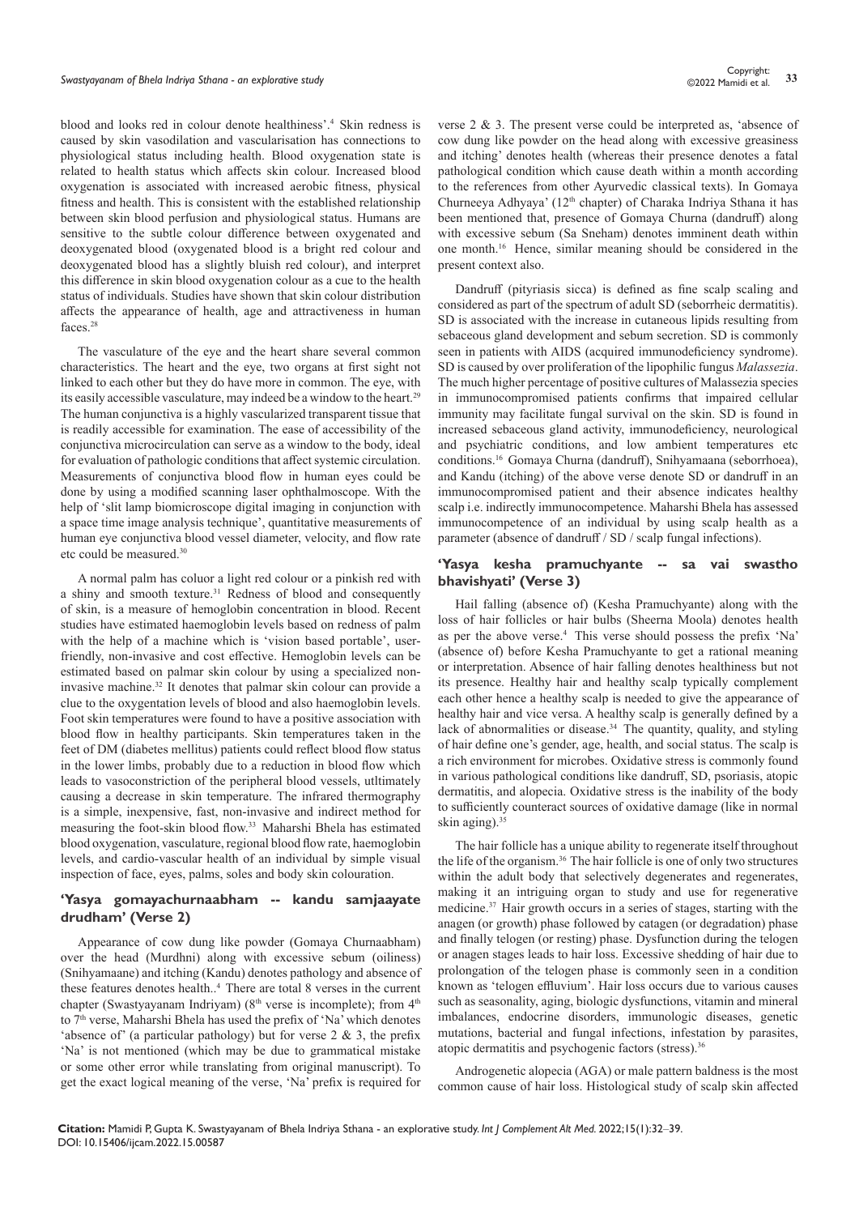blood and looks red in colour denote healthiness'.[4] Skin redness is caused by skin vasodilation and vascularisation has connections to physiological status including health. Blood oxygenation state is related to health status which affects skin colour. Increased blood oxygenation is associated with increased aerobic fitness, physical fitness and health. This is consistent with the established relationship between skin blood perfusion and physiological status. Humans are sensitive to the subtle colour difference between oxygenated and deoxygenated blood (oxygenated blood is a bright red colour and deoxygenated blood has a slightly bluish red colour), and interpret this difference in skin blood oxygenation colour as a cue to the health status of individuals. Studies have shown that skin colour distribution affects the appearance of health, age and attractiveness in human faces.[28]

The vasculature of the eye and the heart share several common characteristics. The heart and the eye, two organs at first sight not linked to each other but they do have more in common. The eye, with its easily accessible vasculature, may indeed be a window to the heart.[29] The human conjunctiva is a highly vascularized transparent tissue that is readily accessible for examination. The ease of accessibility of the conjunctiva microcirculation can serve as a window to the body, ideal for evaluation of pathologic conditions that affect systemic circulation. Measurements of conjunctiva blood flow in human eyes could be done by using a modified scanning laser ophthalmoscope. With the help of 'slit lamp biomicroscope digital imaging in conjunction with a space time image analysis technique', quantitative measurements of human eye conjunctiva blood vessel diameter, velocity, and flow rate etc could be measured.[30]

A normal palm has coluor a light red colour or a pinkish red with a shiny and smooth texture.[31] Redness of blood and consequently of skin, is a measure of hemoglobin concentration in blood. Recent studies have estimated haemoglobin levels based on redness of palm with the help of a machine which is 'vision based portable', user-friendly, non-invasive and cost effective. Hemoglobin levels can be estimated based on palmar skin colour by using a specialized non-invasive machine.[32] It denotes that palmar skin colour can provide a clue to the oxygentation levels of blood and also haemoglobin levels. Foot skin temperatures were found to have a positive association with blood flow in healthy participants. Skin temperatures taken in the feet of DM (diabetes mellitus) patients could reflect blood flow status in the lower limbs, probably due to a reduction in blood flow which leads to vasoconstriction of the peripheral blood vessels, utltimately causing a decrease in skin temperature. The infrared thermography is a simple, inexpensive, fast, non-invasive and indirect method for measuring the foot-skin blood flow.[33] Maharshi Bhela has estimated blood oxygenation, vasculature, regional blood flow rate, haemoglobin levels, and cardio-vascular health of an individual by simple visual inspection of face, eyes, palms, soles and body skin colouration.

## 'Yasya gomayachurnaabham -- kandu samjaayate drudham' (Verse 2)

Appearance of cow dung like powder (Gomaya Churnaabham) over the head (Murdhni) along with excessive sebum (oiliness) (Snihyamaane) and itching (Kandu) denotes pathology and absence of these features denotes health..[4] There are total 8 verses in the current chapter (Swastyayanam Indriyam) (8th verse is incomplete); from 4th to 7th verse, Maharshi Bhela has used the prefix of 'Na' which denotes 'absence of' (a particular pathology) but for verse 2 & 3, the prefix 'Na' is not mentioned (which may be due to grammatical mistake or some other error while translating from original manuscript). To get the exact logical meaning of the verse, 'Na' prefix is required for verse 2 & 3. The present verse could be interpreted as, 'absence of cow dung like powder on the head along with excessive greasiness and itching' denotes health (whereas their presence denotes a fatal pathological condition which cause death within a month according to the references from other Ayurvedic classical texts). In Gomaya Churneeya Adhyaya' (12th chapter) of Charaka Indriya Sthana it has been mentioned that, presence of Gomaya Churna (dandruff) along with excessive sebum (Sa Sneham) denotes imminent death within one month.[16] Hence, similar meaning should be considered in the present context also.

Dandruff (pityriasis sicca) is defined as fine scalp scaling and considered as part of the spectrum of adult SD (seborrheic dermatitis). SD is associated with the increase in cutaneous lipids resulting from sebaceous gland development and sebum secretion. SD is commonly seen in patients with AIDS (acquired immunodeficiency syndrome). SD is caused by over proliferation of the lipophilic fungus *Malassezia*. The much higher percentage of positive cultures of Malassezia species in immunocompromised patients confirms that impaired cellular immunity may facilitate fungal survival on the skin. SD is found in increased sebaceous gland activity, immunodeficiency, neurological and psychiatric conditions, and low ambient temperatures etc conditions.[16] Gomaya Churna (dandruff), Snihyamaana (seborrhoea), and Kandu (itching) of the above verse denote SD or dandruff in an immunocompromised patient and their absence indicates healthy scalp i.e. indirectly immunocompetence. Maharshi Bhela has assessed immunocompetence of an individual by using scalp health as a parameter (absence of dandruff / SD / scalp fungal infections).

## 'Yasya kesha pramuchyante -- sa vai swastho bhavishyati' (Verse 3)

Hail falling (absence of) (Kesha Pramuchyante) along with the loss of hair follicles or hair bulbs (Sheerna Moola) denotes health as per the above verse.[4] This verse should possess the prefix 'Na' (absence of) before Kesha Pramuchyante to get a rational meaning or interpretation. Absence of hair falling denotes healthiness but not its presence. Healthy hair and healthy scalp typically complement each other hence a healthy scalp is needed to give the appearance of healthy hair and vice versa. A healthy scalp is generally defined by a lack of abnormalities or disease.[34] The quantity, quality, and styling of hair define one's gender, age, health, and social status. The scalp is a rich environment for microbes. Oxidative stress is commonly found in various pathological conditions like dandruff, SD, psoriasis, atopic dermatitis, and alopecia. Oxidative stress is the inability of the body to sufficiently counteract sources of oxidative damage (like in normal skin aging).[35]

The hair follicle has a unique ability to regenerate itself throughout the life of the organism.[36] The hair follicle is one of only two structures within the adult body that selectively degenerates and regenerates, making it an intriguing organ to study and use for regenerative medicine.[37] Hair growth occurs in a series of stages, starting with the anagen (or growth) phase followed by catagen (or degradation) phase and finally telogen (or resting) phase. Dysfunction during the telogen or anagen stages leads to hair loss. Excessive shedding of hair due to prolongation of the telogen phase is commonly seen in a condition known as 'telogen effluvium'. Hair loss occurs due to various causes such as seasonality, aging, biologic dysfunctions, vitamin and mineral imbalances, endocrine disorders, immunologic diseases, genetic mutations, bacterial and fungal infections, infestation by parasites, atopic dermatitis and psychogenic factors (stress).[36]

Androgenetic alopecia (AGA) or male pattern baldness is the most common cause of hair loss. Histological study of scalp skin affected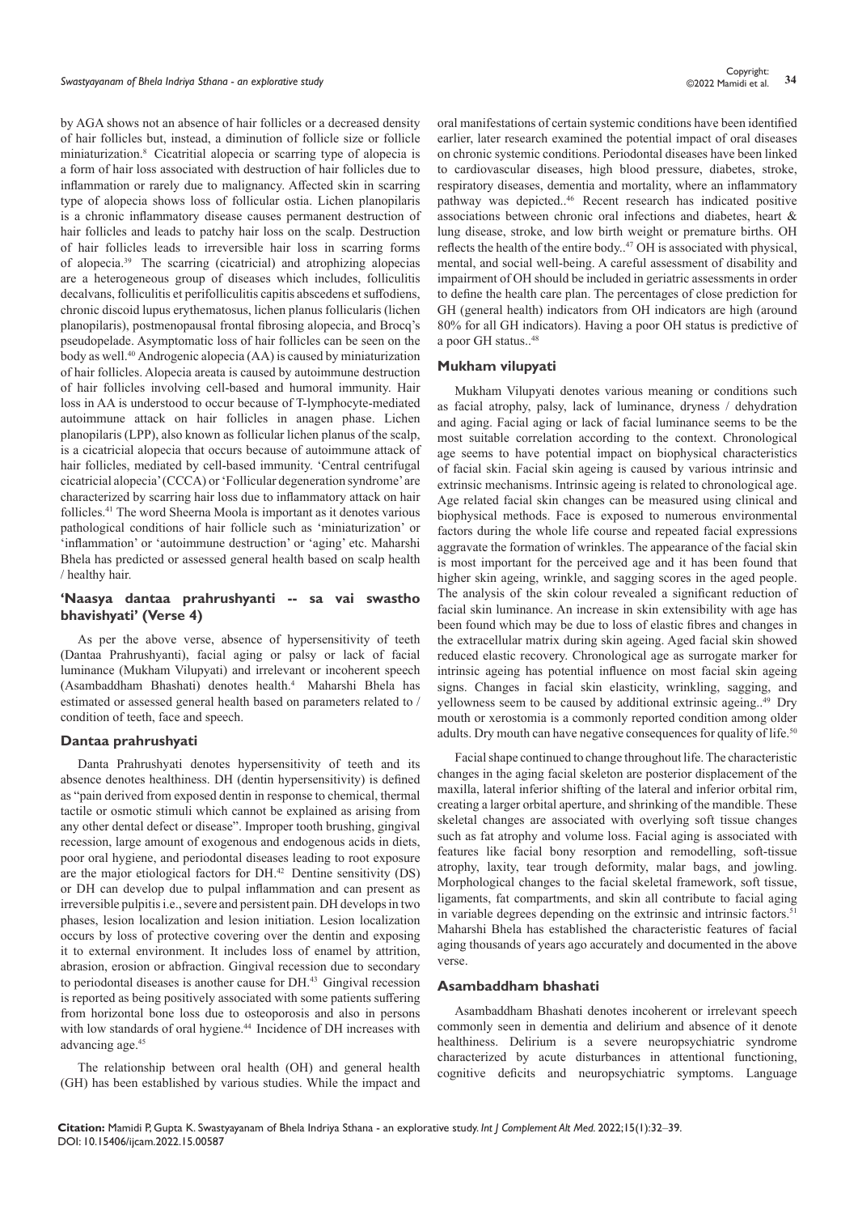by AGA shows not an absence of hair follicles or a decreased density of hair follicles but, instead, a diminution of follicle size or follicle miniaturization.[8] Cicatritial alopecia or scarring type of alopecia is a form of hair loss associated with destruction of hair follicles due to inflammation or rarely due to malignancy. Affected skin in scarring type of alopecia shows loss of follicular ostia. Lichen planopilaris is a chronic inflammatory disease causes permanent destruction of hair follicles and leads to patchy hair loss on the scalp. Destruction of hair follicles leads to irreversible hair loss in scarring forms of alopecia.[39] The scarring (cicatricial) and atrophizing alopecias are a heterogeneous group of diseases which includes, folliculitis decalvans, folliculitis et perifolliculitis capitis abscedens et suffodiens, chronic discoid lupus erythematosus, lichen planus follicularis (lichen planopilaris), postmenopausal frontal fibrosing alopecia, and Brocq's pseudopelade. Asymptomatic loss of hair follicles can be seen on the body as well.[40] Androgenic alopecia (AA) is caused by miniaturization of hair follicles. Alopecia areata is caused by autoimmune destruction of hair follicles involving cell-based and humoral immunity. Hair loss in AA is understood to occur because of T-lymphocyte-mediated autoimmune attack on hair follicles in anagen phase. Lichen planopilaris (LPP), also known as follicular lichen planus of the scalp, is a cicatricial alopecia that occurs because of autoimmune attack of hair follicles, mediated by cell-based immunity. 'Central centrifugal cicatricial alopecia' (CCCA) or 'Follicular degeneration syndrome' are characterized by scarring hair loss due to inflammatory attack on hair follicles.[41] The word Sheerna Moola is important as it denotes various pathological conditions of hair follicle such as 'miniaturization' or 'inflammation' or 'autoimmune destruction' or 'aging' etc. Maharshi Bhela has predicted or assessed general health based on scalp health / healthy hair.

## 'Naasya dantaa prahrushyanti -- sa vai swastho bhavishyati' (Verse 4)

As per the above verse, absence of hypersensitivity of teeth (Dantaa Prahrushyanti), facial aging or palsy or lack of facial luminance (Mukham Vilupyati) and irrelevant or incoherent speech (Asambaddham Bhashati) denotes health.[4] Maharshi Bhela has estimated or assessed general health based on parameters related to / condition of teeth, face and speech.

### Dantaa prahrushyati

Danta Prahrushyati denotes hypersensitivity of teeth and its absence denotes healthiness. DH (dentin hypersensitivity) is defined as "pain derived from exposed dentin in response to chemical, thermal tactile or osmotic stimuli which cannot be explained as arising from any other dental defect or disease". Improper tooth brushing, gingival recession, large amount of exogenous and endogenous acids in diets, poor oral hygiene, and periodontal diseases leading to root exposure are the major etiological factors for DH.[42] Dentine sensitivity (DS) or DH can develop due to pulpal inflammation and can present as irreversible pulpitis i.e., severe and persistent pain. DH develops in two phases, lesion localization and lesion initiation. Lesion localization occurs by loss of protective covering over the dentin and exposing it to external environment. It includes loss of enamel by attrition, abrasion, erosion or abfraction. Gingival recession due to secondary to periodontal diseases is another cause for DH.[43] Gingival recession is reported as being positively associated with some patients suffering from horizontal bone loss due to osteoporosis and also in persons with low standards of oral hygiene.[44] Incidence of DH increases with advancing age.[45]

The relationship between oral health (OH) and general health (GH) has been established by various studies. While the impact and oral manifestations of certain systemic conditions have been identified earlier, later research examined the potential impact of oral diseases on chronic systemic conditions. Periodontal diseases have been linked to cardiovascular diseases, high blood pressure, diabetes, stroke, respiratory diseases, dementia and mortality, where an inflammatory pathway was depicted..[46] Recent research has indicated positive associations between chronic oral infections and diabetes, heart & lung disease, stroke, and low birth weight or premature births. OH reflects the health of the entire body..[47] OH is associated with physical, mental, and social well-being. A careful assessment of disability and impairment of OH should be included in geriatric assessments in order to define the health care plan. The percentages of close prediction for GH (general health) indicators from OH indicators are high (around 80% for all GH indicators). Having a poor OH status is predictive of a poor GH status..[48]

### Mukham vilupyati

Mukham Vilupyati denotes various meaning or conditions such as facial atrophy, palsy, lack of luminance, dryness / dehydration and aging. Facial aging or lack of facial luminance seems to be the most suitable correlation according to the context. Chronological age seems to have potential impact on biophysical characteristics of facial skin. Facial skin ageing is caused by various intrinsic and extrinsic mechanisms. Intrinsic ageing is related to chronological age. Age related facial skin changes can be measured using clinical and biophysical methods. Face is exposed to numerous environmental factors during the whole life course and repeated facial expressions aggravate the formation of wrinkles. The appearance of the facial skin is most important for the perceived age and it has been found that higher skin ageing, wrinkle, and sagging scores in the aged people. The analysis of the skin colour revealed a significant reduction of facial skin luminance. An increase in skin extensibility with age has been found which may be due to loss of elastic fibres and changes in the extracellular matrix during skin ageing. Aged facial skin showed reduced elastic recovery. Chronological age as surrogate marker for intrinsic ageing has potential influence on most facial skin ageing signs. Changes in facial skin elasticity, wrinkling, sagging, and yellowness seem to be caused by additional extrinsic ageing..[49] Dry mouth or xerostomia is a commonly reported condition among older adults. Dry mouth can have negative consequences for quality of life.[50]

Facial shape continued to change throughout life. The characteristic changes in the aging facial skeleton are posterior displacement of the maxilla, lateral inferior shifting of the lateral and inferior orbital rim, creating a larger orbital aperture, and shrinking of the mandible. These skeletal changes are associated with overlying soft tissue changes such as fat atrophy and volume loss. Facial aging is associated with features like facial bony resorption and remodelling, soft-tissue atrophy, laxity, tear trough deformity, malar bags, and jowling. Morphological changes to the facial skeletal framework, soft tissue, ligaments, fat compartments, and skin all contribute to facial aging in variable degrees depending on the extrinsic and intrinsic factors.[51] Maharshi Bhela has established the characteristic features of facial aging thousands of years ago accurately and documented in the above verse.

### Asambaddham bhashati

Asambaddham Bhashati denotes incoherent or irrelevant speech commonly seen in dementia and delirium and absence of it denote healthiness. Delirium is a severe neuropsychiatric syndrome characterized by acute disturbances in attentional functioning, cognitive deficits and neuropsychiatric symptoms. Language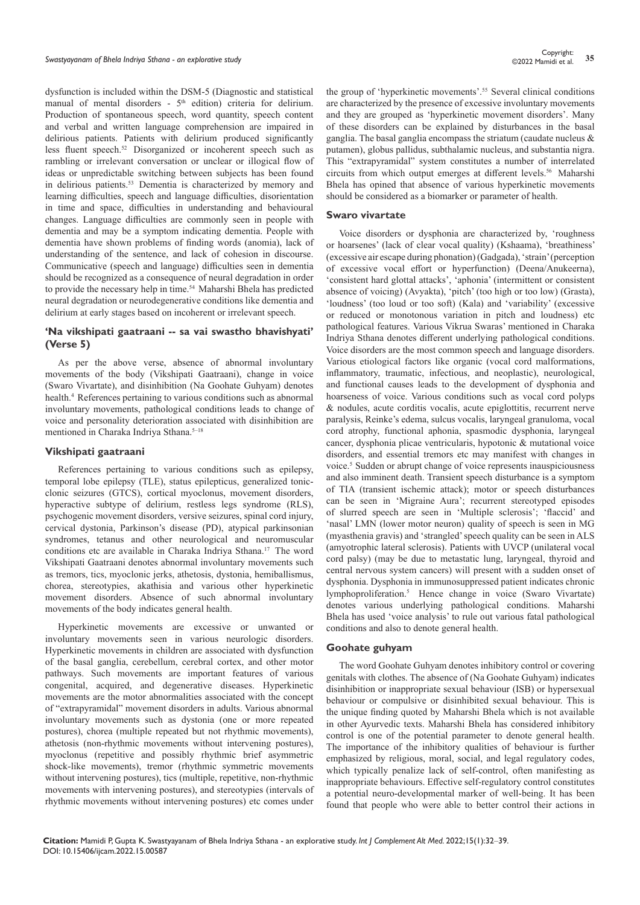dysfunction is included within the DSM-5 (Diagnostic and statistical manual of mental disorders - 5th edition) criteria for delirium. Production of spontaneous speech, word quantity, speech content and verbal and written language comprehension are impaired in delirious patients. Patients with delirium produced significantly less fluent speech.[52] Disorganized or incoherent speech such as rambling or irrelevant conversation or unclear or illogical flow of ideas or unpredictable switching between subjects has been found in delirious patients.[53] Dementia is characterized by memory and learning difficulties, speech and language difficulties, disorientation in time and space, difficulties in understanding and behavioural changes. Language difficulties are commonly seen in people with dementia and may be a symptom indicating dementia. People with dementia have shown problems of finding words (anomia), lack of understanding of the sentence, and lack of cohesion in discourse. Communicative (speech and language) difficulties seen in dementia should be recognized as a consequence of neural degradation in order to provide the necessary help in time.[54] Maharshi Bhela has predicted neural degradation or neurodegenerative conditions like dementia and delirium at early stages based on incoherent or irrelevant speech.

## 'Na vikshipati gaatraani -- sa vai swastho bhavishyati' (Verse 5)

As per the above verse, absence of abnormal involuntary movements of the body (Vikshipati Gaatraani), change in voice (Swaro Vivartate), and disinhibition (Na Goohate Guhyam) denotes health.[4] References pertaining to various conditions such as abnormal involuntary movements, pathological conditions leads to change of voice and personality deterioration associated with disinhibition are mentioned in Charaka Indriya Sthana.[5–18]

### Vikshipati gaatraani

References pertaining to various conditions such as epilepsy, temporal lobe epilepsy (TLE), status epilepticus, generalized tonic-clonic seizures (GTCS), cortical myoclonus, movement disorders, hyperactive subtype of delirium, restless legs syndrome (RLS), psychogenic movement disorders, versive seizures, spinal cord injury, cervical dystonia, Parkinson's disease (PD), atypical parkinsonian syndromes, tetanus and other neurological and neuromuscular conditions etc are available in Charaka Indriya Sthana.[17] The word Vikshipati Gaatraani denotes abnormal involuntary movements such as tremors, tics, myoclonic jerks, athetosis, dystonia, hemiballismus, chorea, stereotypies, akathisia and various other hyperkinetic movement disorders. Absence of such abnormal involuntary movements of the body indicates general health.

Hyperkinetic movements are excessive or unwanted or involuntary movements seen in various neurologic disorders. Hyperkinetic movements in children are associated with dysfunction of the basal ganglia, cerebellum, cerebral cortex, and other motor pathways. Such movements are important features of various congenital, acquired, and degenerative diseases. Hyperkinetic movements are the motor abnormalities associated with the concept of "extrapyramidal" movement disorders in adults. Various abnormal involuntary movements such as dystonia (one or more repeated postures), chorea (multiple repeated but not rhythmic movements), athetosis (non-rhythmic movements without intervening postures), myoclonus (repetitive and possibly rhythmic brief asymmetric shock-like movements), tremor (rhythmic symmetric movements without intervening postures), tics (multiple, repetitive, non-rhythmic movements with intervening postures), and stereotypies (intervals of rhythmic movements without intervening postures) etc comes under the group of 'hyperkinetic movements'.[55] Several clinical conditions are characterized by the presence of excessive involuntary movements and they are grouped as 'hyperkinetic movement disorders'. Many of these disorders can be explained by disturbances in the basal ganglia. The basal ganglia encompass the striatum (caudate nucleus & putamen), globus pallidus, subthalamic nucleus, and substantia nigra. This "extrapyramidal" system constitutes a number of interrelated circuits from which output emerges at different levels.[56] Maharshi Bhela has opined that absence of various hyperkinetic movements should be considered as a biomarker or parameter of health.

### Swaro vivartate

Voice disorders or dysphonia are characterized by, 'roughness or hoarsenes' (lack of clear vocal quality) (Kshaama), 'breathiness' (excessive air escape during phonation) (Gadgada), 'strain' (perception of excessive vocal effort or hyperfunction) (Deena/Anukeerna), 'consistent hard glottal attacks', 'aphonia' (intermittent or consistent absence of voicing) (Avyakta), 'pitch' (too high or too low) (Grasta), 'loudness' (too loud or too soft) (Kala) and 'variability' (excessive or reduced or monotonous variation in pitch and loudness) etc pathological features. Various Vikrua Swaras' mentioned in Charaka Indriya Sthana denotes different underlying pathological conditions. Voice disorders are the most common speech and language disorders. Various etiological factors like organic (vocal cord malformations, inflammatory, traumatic, infectious, and neoplastic), neurological, and functional causes leads to the development of dysphonia and hoarseness of voice. Various conditions such as vocal cord polyps & nodules, acute corditis vocalis, acute epiglottitis, recurrent nerve paralysis, Reinke's edema, sulcus vocalis, laryngeal granuloma, vocal cord atrophy, functional aphonia, spasmodic dysphonia, laryngeal cancer, dysphonia plicae ventricularis, hypotonic & mutational voice disorders, and essential tremors etc may manifest with changes in voice.[5] Sudden or abrupt change of voice represents inauspiciousness and also imminent death. Transient speech disturbance is a symptom of TIA (transient ischemic attack); motor or speech disturbances can be seen in 'Migraine Aura'; recurrent stereotyped episodes of slurred speech are seen in 'Multiple sclerosis'; 'flaccid' and 'nasal' LMN (lower motor neuron) quality of speech is seen in MG (myasthenia gravis) and 'strangled' speech quality can be seen in ALS (amyotrophic lateral sclerosis). Patients with UVCP (unilateral vocal cord palsy) (may be due to metastatic lung, laryngeal, thyroid and central nervous system cancers) will present with a sudden onset of dysphonia. Dysphonia in immunosuppressed patient indicates chronic lymphoproliferation.[5] Hence change in voice (Swaro Vivartate) denotes various underlying pathological conditions. Maharshi Bhela has used 'voice analysis' to rule out various fatal pathological conditions and also to denote general health.

### Goohate guhyam

The word Goohate Guhyam denotes inhibitory control or covering genitals with clothes. The absence of (Na Goohate Guhyam) indicates disinhibition or inappropriate sexual behaviour (ISB) or hypersexual behaviour or compulsive or disinhibited sexual behaviour. This is the unique finding quoted by Maharshi Bhela which is not available in other Ayurvedic texts. Maharshi Bhela has considered inhibitory control is one of the potential parameter to denote general health. The importance of the inhibitory qualities of behaviour is further emphasized by religious, moral, social, and legal regulatory codes, which typically penalize lack of self-control, often manifesting as inappropriate behaviours. Effective self-regulatory control constitutes a potential neuro-developmental marker of well-being. It has been found that people who were able to better control their actions in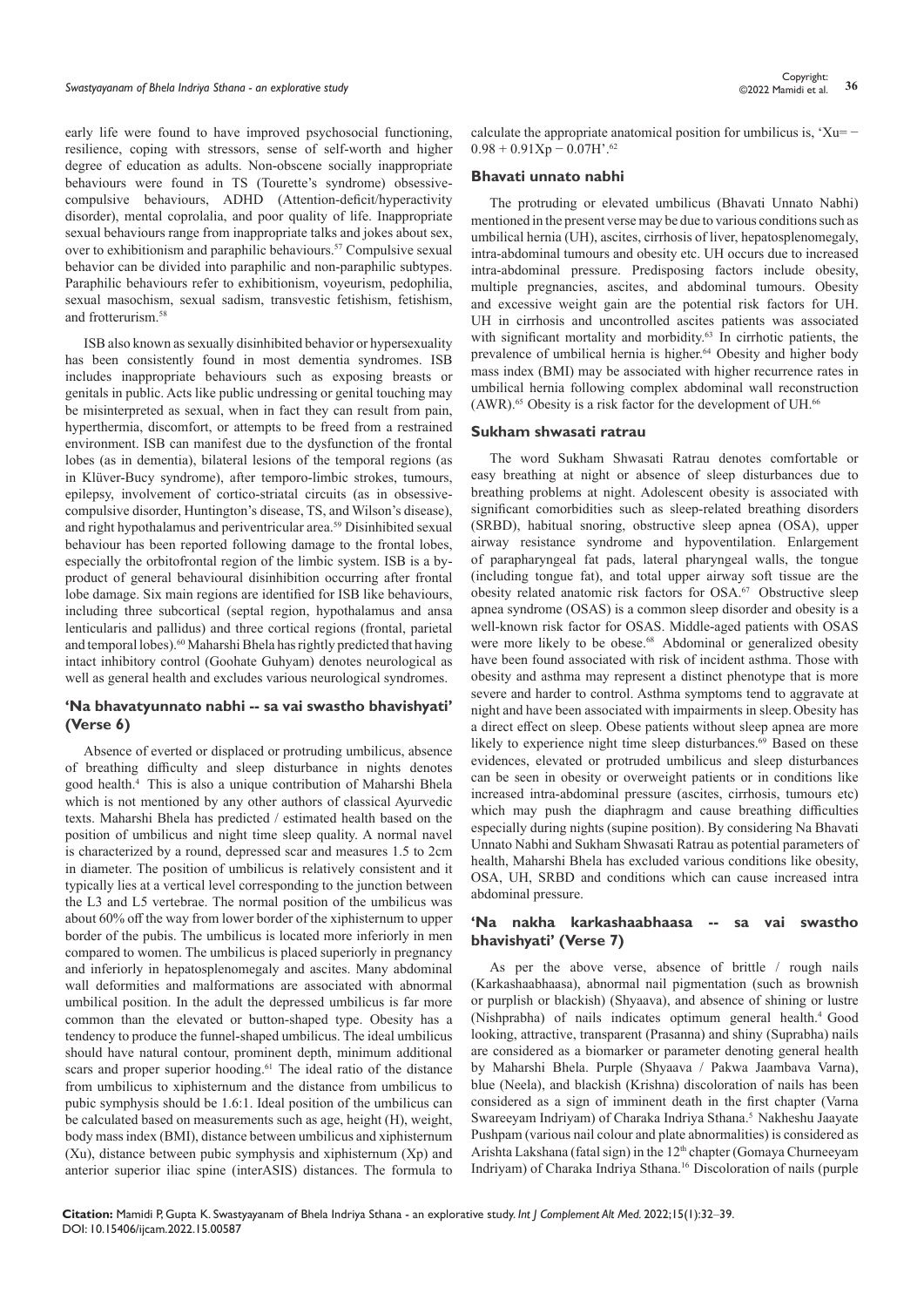early life were found to have improved psychosocial functioning, resilience, coping with stressors, sense of self-worth and higher degree of education as adults. Non-obscene socially inappropriate behaviours were found in TS (Tourette's syndrome) obsessive-compulsive behaviours, ADHD (Attention-deficit/hyperactivity disorder), mental coprolalia, and poor quality of life. Inappropriate sexual behaviours range from inappropriate talks and jokes about sex, over to exhibitionism and paraphilic behaviours.[57] Compulsive sexual behavior can be divided into paraphilic and non-paraphilic subtypes. Paraphilic behaviours refer to exhibitionism, voyeurism, pedophilia, sexual masochism, sexual sadism, transvestic fetishism, fetishism, and frotterurism.[58]

ISB also known as sexually disinhibited behavior or hypersexuality has been consistently found in most dementia syndromes. ISB includes inappropriate behaviours such as exposing breasts or genitals in public. Acts like public undressing or genital touching may be misinterpreted as sexual, when in fact they can result from pain, hyperthermia, discomfort, or attempts to be freed from a restrained environment. ISB can manifest due to the dysfunction of the frontal lobes (as in dementia), bilateral lesions of the temporal regions (as in Klüver-Bucy syndrome), after temporo-limbic strokes, tumours, epilepsy, involvement of cortico-striatal circuits (as in obsessive-compulsive disorder, Huntington's disease, TS, and Wilson's disease), and right hypothalamus and periventricular area.[59] Disinhibited sexual behaviour has been reported following damage to the frontal lobes, especially the orbitofrontal region of the limbic system. ISB is a by-product of general behavioural disinhibition occurring after frontal lobe damage. Six main regions are identified for ISB like behaviours, including three subcortical (septal region, hypothalamus and ansa lenticularis and pallidus) and three cortical regions (frontal, parietal and temporal lobes).[60] Maharshi Bhela has rightly predicted that having intact inhibitory control (Goohate Guhyam) denotes neurological as well as general health and excludes various neurological syndromes.

### 'Na bhavatyunnato nabhi -- sa vai swastho bhavishyati' (Verse 6)

Absence of everted or displaced or protruding umbilicus, absence of breathing difficulty and sleep disturbance in nights denotes good health.[4] This is also a unique contribution of Maharshi Bhela which is not mentioned by any other authors of classical Ayurvedic texts. Maharshi Bhela has predicted / estimated health based on the position of umbilicus and night time sleep quality. A normal navel is characterized by a round, depressed scar and measures 1.5 to 2cm in diameter. The position of umbilicus is relatively consistent and it typically lies at a vertical level corresponding to the junction between the L3 and L5 vertebrae. The normal position of the umbilicus was about 60% off the way from lower border of the xiphisternum to upper border of the pubis. The umbilicus is located more inferiorly in men compared to women. The umbilicus is placed superiorly in pregnancy and inferiorly in hepatosplenomegaly and ascites. Many abdominal wall deformities and malformations are associated with abnormal umbilical position. In the adult the depressed umbilicus is far more common than the elevated or button-shaped type. Obesity has a tendency to produce the funnel-shaped umbilicus. The ideal umbilicus should have natural contour, prominent depth, minimum additional scars and proper superior hooding.[61] The ideal ratio of the distance from umbilicus to xiphisternum and the distance from umbilicus to pubic symphysis should be 1.6:1. Ideal position of the umbilicus can be calculated based on measurements such as age, height (H), weight, body mass index (BMI), distance between umbilicus and xiphisternum (Xu), distance between pubic symphysis and xiphisternum (Xp) and anterior superior iliac spine (interASIS) distances. The formula to calculate the appropriate anatomical position for umbilicus is, '$Xu = -0.98 + 0.91Xp - 0.07H$'.[62]

### Bhavati unnato nabhi

The protruding or elevated umbilicus (Bhavati Unnato Nabhi) mentioned in the present verse may be due to various conditions such as umbilical hernia (UH), ascites, cirrhosis of liver, hepatosplenomegaly, intra-abdominal tumours and obesity etc. UH occurs due to increased intra-abdominal pressure. Predisposing factors include obesity, multiple pregnancies, ascites, and abdominal tumours. Obesity and excessive weight gain are the potential risk factors for UH. UH in cirrhosis and uncontrolled ascites patients was associated with significant mortality and morbidity.[63] In cirrhotic patients, the prevalence of umbilical hernia is higher.[64] Obesity and higher body mass index (BMI) may be associated with higher recurrence rates in umbilical hernia following complex abdominal wall reconstruction (AWR).[65] Obesity is a risk factor for the development of UH.[66]

### Sukham shwasati ratrau

The word Sukham Shwasati Ratrau denotes comfortable or easy breathing at night or absence of sleep disturbances due to breathing problems at night. Adolescent obesity is associated with significant comorbidities such as sleep-related breathing disorders (SRBD), habitual snoring, obstructive sleep apnea (OSA), upper airway resistance syndrome and hypoventilation. Enlargement of parapharyngeal fat pads, lateral pharyngeal walls, the tongue (including tongue fat), and total upper airway soft tissue are the obesity related anatomic risk factors for OSA.[67] Obstructive sleep apnea syndrome (OSAS) is a common sleep disorder and obesity is a well-known risk factor for OSAS. Middle-aged patients with OSAS were more likely to be obese.[68] Abdominal or generalized obesity have been found associated with risk of incident asthma. Those with obesity and asthma may represent a distinct phenotype that is more severe and harder to control. Asthma symptoms tend to aggravate at night and have been associated with impairments in sleep. Obesity has a direct effect on sleep. Obese patients without sleep apnea are more likely to experience night time sleep disturbances.[69] Based on these evidences, elevated or protruded umbilicus and sleep disturbances can be seen in obesity or overweight patients or in conditions like increased intra-abdominal pressure (ascites, cirrhosis, tumours etc) which may push the diaphragm and cause breathing difficulties especially during nights (supine position). By considering Na Bhavati Unnato Nabhi and Sukham Shwasati Ratrau as potential parameters of health, Maharshi Bhela has excluded various conditions like obesity, OSA, UH, SRBD and conditions which can cause increased intra abdominal pressure.

### 'Na nakha karkashaabhaasa -- sa vai swastho bhavishyati' (Verse 7)

As per the above verse, absence of brittle / rough nails (Karkashaabhaasa), abnormal nail pigmentation (such as brownish or purplish or blackish) (Shyaava), and absence of shining or lustre (Nishprabha) of nails indicates optimum general health.[4] Good looking, attractive, transparent (Prasanna) and shiny (Suprabha) nails are considered as a biomarker or parameter denoting general health by Maharshi Bhela. Purple (Shyaava / Pakwa Jaambava Varna), blue (Neela), and blackish (Krishna) discoloration of nails has been considered as a sign of imminent death in the first chapter (Varna Swareeyam Indriyam) of Charaka Indriya Sthana.[5] Nakheshu Jaayate Pushpam (various nail colour and plate abnormalities) is considered as Arishta Lakshana (fatal sign) in the 12th chapter (Gomaya Churneeyam Indriyam) of Charaka Indriya Sthana.[16] Discoloration of nails (purple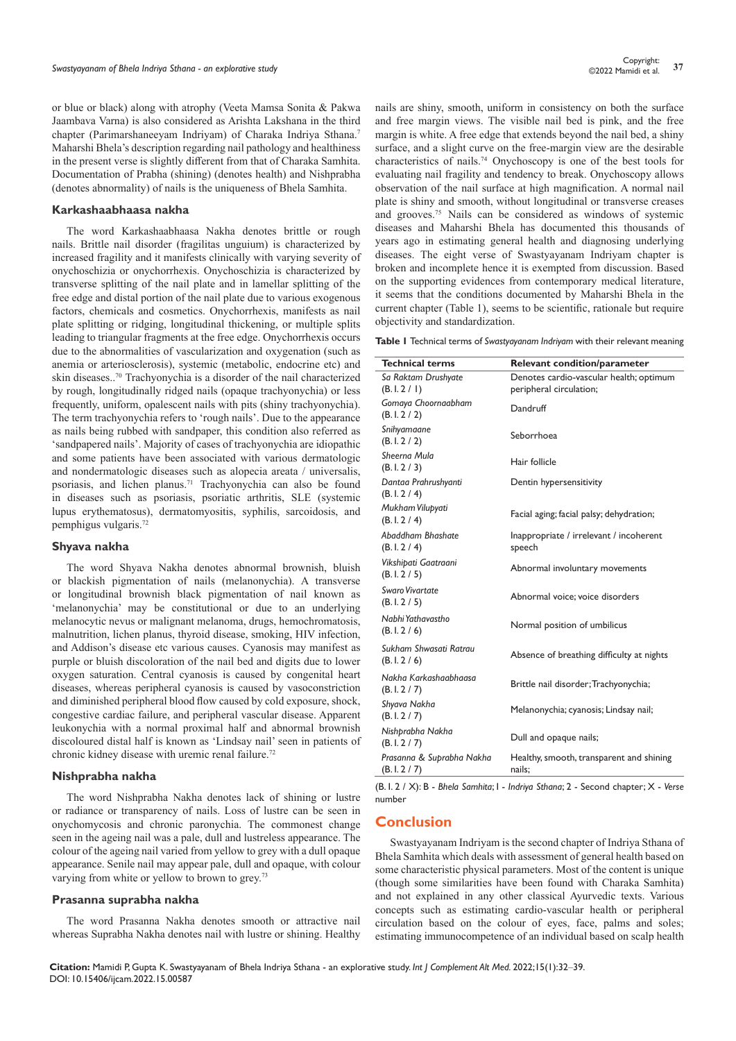or blue or black) along with atrophy (Veeta Mamsa Sonita & Pakwa Jaambava Varna) is also considered as Arishta Lakshana in the third chapter (Parimarshaneeyam Indriyam) of Charaka Indriya Sthana.[7] Maharshi Bhela's description regarding nail pathology and healthiness in the present verse is slightly different from that of Charaka Samhita. Documentation of Prabha (shining) (denotes health) and Nishprabha (denotes abnormality) of nails is the uniqueness of Bhela Samhita.

### Karkashaabhaasa nakha

The word Karkashaabhaasa Nakha denotes brittle or rough nails. Brittle nail disorder (fragilitas unguium) is characterized by increased fragility and it manifests clinically with varying severity of onychoschizia or onychorrhexis. Onychoschizia is characterized by transverse splitting of the nail plate and in lamellar splitting of the free edge and distal portion of the nail plate due to various exogenous factors, chemicals and cosmetics. Onychorrhexis, manifests as nail plate splitting or ridging, longitudinal thickening, or multiple splits leading to triangular fragments at the free edge. Onychorrhexis occurs due to the abnormalities of vascularization and oxygenation (such as anemia or arteriosclerosis), systemic (metabolic, endocrine etc) and skin diseases..[70] Trachyonychia is a disorder of the nail characterized by rough, longitudinally ridged nails (opaque trachyonychia) or less frequently, uniform, opalescent nails with pits (shiny trachyonychia). The term trachyonychia refers to 'rough nails'. Due to the appearance as nails being rubbed with sandpaper, this condition also referred as 'sandpapered nails'. Majority of cases of trachyonychia are idiopathic and some patients have been associated with various dermatologic and nondermatologic diseases such as alopecia areata / universalis, psoriasis, and lichen planus.[71] Trachyonychia can also be found in diseases such as psoriasis, psoriatic arthritis, SLE (systemic lupus erythematosus), dermatomyositis, syphilis, sarcoidosis, and pemphigus vulgaris.[72]

### Shyava nakha

The word Shyava Nakha denotes abnormal brownish, bluish or blackish pigmentation of nails (melanonychia). A transverse or longitudinal brownish black pigmentation of nail known as 'melanonychia' may be constitutional or due to an underlying melanocytic nevus or malignant melanoma, drugs, hemochromatosis, malnutrition, lichen planus, thyroid disease, smoking, HIV infection, and Addison's disease etc various causes. Cyanosis may manifest as purple or bluish discoloration of the nail bed and digits due to lower oxygen saturation. Central cyanosis is caused by congenital heart diseases, whereas peripheral cyanosis is caused by vasoconstriction and diminished peripheral blood flow caused by cold exposure, shock, congestive cardiac failure, and peripheral vascular disease. Apparent leukonychia with a normal proximal half and abnormal brownish discoloured distal half is known as 'Lindsay nail' seen in patients of chronic kidney disease with uremic renal failure.[72]

### Nishprabha nakha

The word Nishprabha Nakha denotes lack of shining or lustre or radiance or transparency of nails. Loss of lustre can be seen in onychomycosis and chronic paronychia. The commonest change seen in the ageing nail was a pale, dull and lustreless appearance. The colour of the ageing nail varied from yellow to grey with a dull opaque appearance. Senile nail may appear pale, dull and opaque, with colour varying from white or yellow to brown to grey.[73]

### Prasanna suprabha nakha

The word Prasanna Nakha denotes smooth or attractive nail whereas Suprabha Nakha denotes nail with lustre or shining. Healthy nails are shiny, smooth, uniform in consistency on both the surface and free margin views. The visible nail bed is pink, and the free margin is white. A free edge that extends beyond the nail bed, a shiny surface, and a slight curve on the free-margin view are the desirable characteristics of nails.[74] Onychoscopy is one of the best tools for evaluating nail fragility and tendency to break. Onychoscopy allows observation of the nail surface at high magnification. A normal nail plate is shiny and smooth, without longitudinal or transverse creases and grooves.[75] Nails can be considered as windows of systemic diseases and Maharshi Bhela has documented this thousands of years ago in estimating general health and diagnosing underlying diseases. The eight verse of Swastyayanam Indriyam chapter is broken and incomplete hence it is exempted from discussion. Based on the supporting evidences from contemporary medical literature, it seems that the conditions documented by Maharshi Bhela in the current chapter (Table 1), seems to be scientific, rationale but require objectivity and standardization.

**Table 1** Technical terms of *Swastyayanam Indriyam* with their relevant meaning

| Technical terms | Relevant condition/parameter |
|---|---|
| *Sa Raktam Drushyate* (B. I. 2 / 1) | Denotes cardio-vascular health; optimum peripheral circulation; |
| *Gomaya Choornaabham* (B. I. 2 / 2) | Dandruff |
| *Snihyamaane* (B. I. 2 / 2) | Seborrhoea |
| *Sheerna Mula* (B. I. 2 / 3) | Hair follicle |
| *Dantaa Prahrushyanti* (B. I. 2 / 4) | Dentin hypersensitivity |
| *Mukham Vilupyati* (B. I. 2 / 4) | Facial aging; facial palsy; dehydration; |
| *Abaddham Bhashate* (B. I. 2 / 4) | Inappropriate / irrelevant / incoherent speech |
| *Vikshipati Gaatraani* (B. I. 2 / 5) | Abnormal involuntary movements |
| *Swaro Vivartate* (B. I. 2 / 5) | Abnormal voice; voice disorders |
| *Nabhi Yathavastho* (B. I. 2 / 6) | Normal position of umbilicus |
| *Sukham Shwasati Ratrau* (B. I. 2 / 6) | Absence of breathing difficulty at nights |
| *Nakha Karkashaabhaasa* (B. I. 2 / 7) | Brittle nail disorder; Trachyonychia; |
| *Shyava Nakha* (B. I. 2 / 7) | Melanonychia; cyanosis; Lindsay nail; |
| *Nishprabha Nakha* (B. I. 2 / 7) | Dull and opaque nails; |
| *Prasanna & Suprabha Nakha* (B. I. 2 / 7) | Healthy, smooth, transparent and shining nails; |

(B. I. 2 / X): B - *Bhela Samhita*; I - *Indriya Sthana*; 2 - Second chapter; X - *Verse* number

## Conclusion

Swastyayanam Indriyam is the second chapter of Indriya Sthana of Bhela Samhita which deals with assessment of general health based on some characteristic physical parameters. Most of the content is unique (though some similarities have been found with Charaka Samhita) and not explained in any other classical Ayurvedic texts. Various concepts such as estimating cardio-vascular health or peripheral circulation based on the colour of eyes, face, palms and soles; estimating immunocompetence of an individual based on scalp health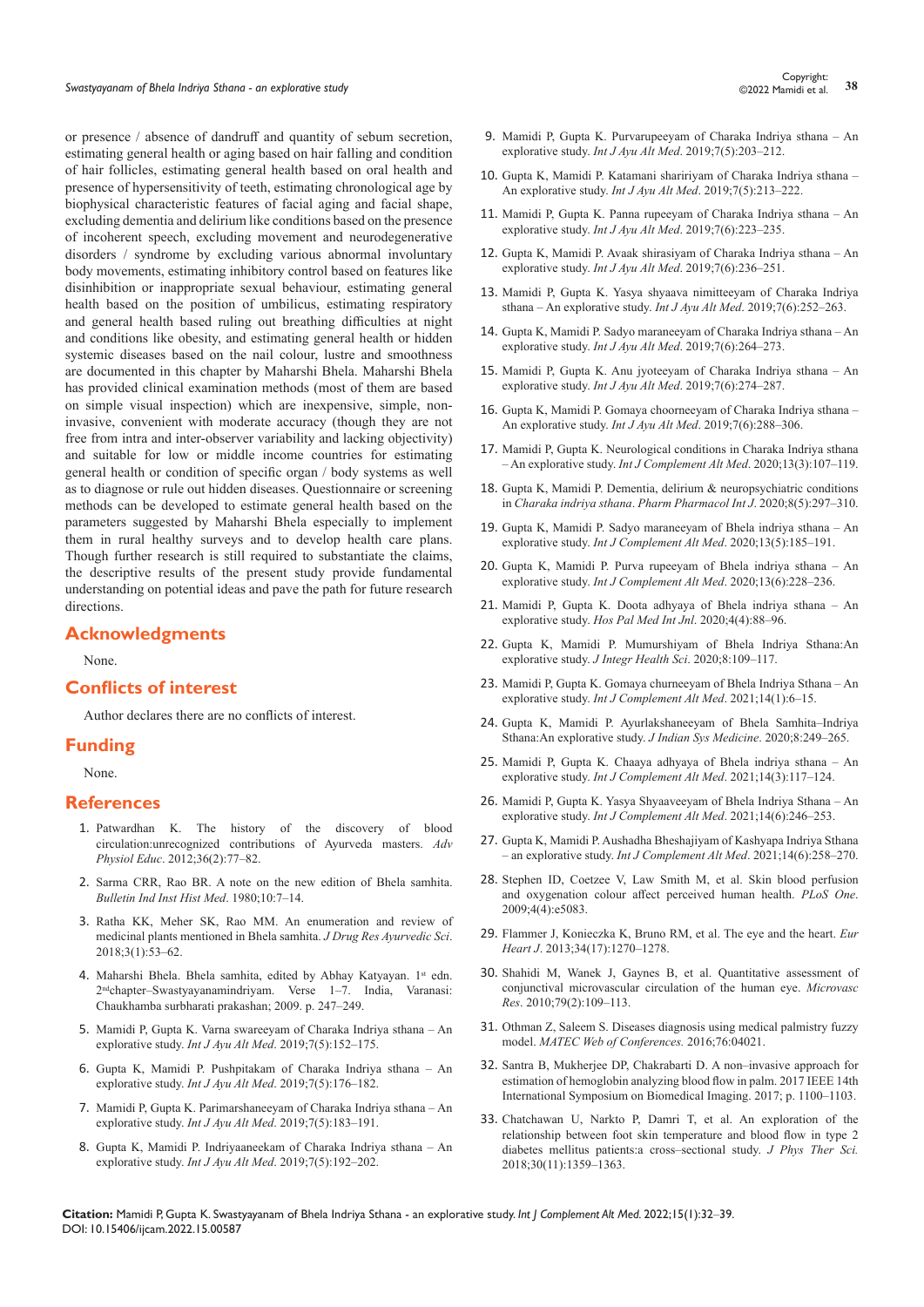or presence / absence of dandruff and quantity of sebum secretion, estimating general health or aging based on hair falling and condition of hair follicles, estimating general health based on oral health and presence of hypersensitivity of teeth, estimating chronological age by biophysical characteristic features of facial aging and facial shape, excluding dementia and delirium like conditions based on the presence of incoherent speech, excluding movement and neurodegenerative disorders / syndrome by excluding various abnormal involuntary body movements, estimating inhibitory control based on features like disinhibition or inappropriate sexual behaviour, estimating general health based on the position of umbilicus, estimating respiratory and general health based ruling out breathing difficulties at night and conditions like obesity, and estimating general health or hidden systemic diseases based on the nail colour, lustre and smoothness are documented in this chapter by Maharshi Bhela. Maharshi Bhela has provided clinical examination methods (most of them are based on simple visual inspection) which are inexpensive, simple, non-invasive, convenient with moderate accuracy (though they are not free from intra and inter-observer variability and lacking objectivity) and suitable for low or middle income countries for estimating general health or condition of specific organ / body systems as well as to diagnose or rule out hidden diseases. Questionnaire or screening methods can be developed to estimate general health based on the parameters suggested by Maharshi Bhela especially to implement them in rural healthy surveys and to develop health care plans. Though further research is still required to substantiate the claims, the descriptive results of the present study provide fundamental understanding on potential ideas and pave the path for future research directions.

## Acknowledgments

None.

## Conflicts of interest

Author declares there are no conflicts of interest.

## Funding

None.

## References

1. Patwardhan K. The history of the discovery of blood circulation:unrecognized contributions of Ayurveda masters. *Adv Physiol Educ*. 2012;36(2):77–82.
2. Sarma CRR, Rao BR. A note on the new edition of Bhela samhita. *Bulletin Ind Inst Hist Med*. 1980;10:7–14.
3. Ratha KK, Meher SK, Rao MM. An enumeration and review of medicinal plants mentioned in Bhela samhita. *J Drug Res Ayurvedic Sci*. 2018;3(1):53–62.
4. Maharshi Bhela. Bhela samhita, edited by Abhay Katyayan. 1st edn. 2nd chapter–Swastyayanamindriyam. Verse 1–7. India, Varanasi: Chaukhamba surbharati prakashan; 2009. p. 247–249.
5. Mamidi P, Gupta K. Varna swareeyam of Charaka Indriya sthana – An explorative study. *Int J Ayu Alt Med*. 2019;7(5):152–175.
6. Gupta K, Mamidi P. Pushpitakam of Charaka Indriya sthana – An explorative study. *Int J Ayu Alt Med*. 2019;7(5):176–182.
7. Mamidi P, Gupta K. Parimarshaneeyam of Charaka Indriya sthana – An explorative study. *Int J Ayu Alt Med*. 2019;7(5):183–191.
8. Gupta K, Mamidi P. Indriyaaneekam of Charaka Indriya sthana – An explorative study. *Int J Ayu Alt Med*. 2019;7(5):192–202.
9. Mamidi P, Gupta K. Purvarupeeyam of Charaka Indriya sthana – An explorative study. *Int J Ayu Alt Med*. 2019;7(5):203–212.
10. Gupta K, Mamidi P. Katamani shaririyam of Charaka Indriya sthana – An explorative study. *Int J Ayu Alt Med*. 2019;7(5):213–222.
11. Mamidi P, Gupta K. Panna rupeeyam of Charaka Indriya sthana – An explorative study. *Int J Ayu Alt Med*. 2019;7(6):223–235.
12. Gupta K, Mamidi P. Avaak shirasiyam of Charaka Indriya sthana – An explorative study. *Int J Ayu Alt Med*. 2019;7(6):236–251.
13. Mamidi P, Gupta K. Yasya shyaava nimitteeyam of Charaka Indriya sthana – An explorative study. *Int J Ayu Alt Med*. 2019;7(6):252–263.
14. Gupta K, Mamidi P. Sadyo maraneeyam of Charaka Indriya sthana – An explorative study. *Int J Ayu Alt Med*. 2019;7(6):264–273.
15. Mamidi P, Gupta K. Anu jyoteeyam of Charaka Indriya sthana – An explorative study. *Int J Ayu Alt Med*. 2019;7(6):274–287.
16. Gupta K, Mamidi P. Gomaya choorneeyam of Charaka Indriya sthana – An explorative study. *Int J Ayu Alt Med*. 2019;7(6):288–306.
17. Mamidi P, Gupta K. Neurological conditions in Charaka Indriya sthana – An explorative study. *Int J Complement Alt Med*. 2020;13(3):107–119.
18. Gupta K, Mamidi P. Dementia, delirium & neuropsychiatric conditions in *Charaka indriya sthana*. *Pharm Pharmacol Int J*. 2020;8(5):297–310.
19. Gupta K, Mamidi P. Sadyo maraneeyam of Bhela indriya sthana – An explorative study. *Int J Complement Alt Med*. 2020;13(5):185–191.
20. Gupta K, Mamidi P. Purva rupeeyam of Bhela indriya sthana – An explorative study. *Int J Complement Alt Med*. 2020;13(6):228–236.
21. Mamidi P, Gupta K. Doota adhyaya of Bhela indriya sthana – An explorative study. *Hos Pal Med Int Jnl*. 2020;4(4):88–96.
22. Gupta K, Mamidi P. Mumurshiyam of Bhela Indriya Sthana:An explorative study. *J Integr Health Sci*. 2020;8:109–117.
23. Mamidi P, Gupta K. Gomaya churneeyam of Bhela Indriya Sthana – An explorative study. *Int J Complement Alt Med*. 2021;14(1):6–15.
24. Gupta K, Mamidi P. Ayurlakshaneeyam of Bhela Samhita–Indriya Sthana:An explorative study. *J Indian Sys Medicine*. 2020;8:249–265.
25. Mamidi P, Gupta K. Chaaya adhyaya of Bhela indriya sthana – An explorative study. *Int J Complement Alt Med*. 2021;14(3):117–124.
26. Mamidi P, Gupta K. Yasya Shyaaveeyam of Bhela Indriya Sthana – An explorative study. *Int J Complement Alt Med*. 2021;14(6):246–253.
27. Gupta K, Mamidi P. Aushadha Bheshajiyam of Kashyapa Indriya Sthana – an explorative study. *Int J Complement Alt Med*. 2021;14(6):258–270.
28. Stephen ID, Coetzee V, Law Smith M, et al. Skin blood perfusion and oxygenation colour affect perceived human health. *PLoS One*. 2009;4(4):e5083.
29. Flammer J, Konieczka K, Bruno RM, et al. The eye and the heart. *Eur Heart J*. 2013;34(17):1270–1278.
30. Shahidi M, Wanek J, Gaynes B, et al. Quantitative assessment of conjunctival microvascular circulation of the human eye. *Microvasc Res*. 2010;79(2):109–113.
31. Othman Z, Saleem S. Diseases diagnosis using medical palmistry fuzzy model. *MATEC Web of Conferences.* 2016;76:04021.
32. Santra B, Mukherjee DP, Chakrabarti D. A non–invasive approach for estimation of hemoglobin analyzing blood flow in palm. 2017 IEEE 14th International Symposium on Biomedical Imaging. 2017; p. 1100–1103.
33. Chatchawan U, Narkto P, Damri T, et al. An exploration of the relationship between foot skin temperature and blood flow in type 2 diabetes mellitus patients:a cross–sectional study. *J Phys Ther Sci.* 2018;30(11):1359–1363.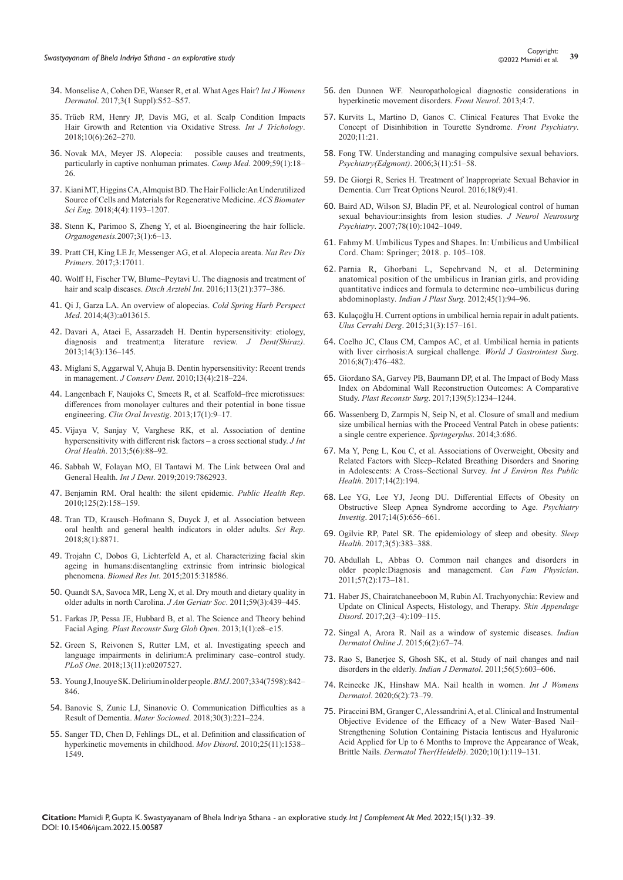34. Monselise A, Cohen DE, Wanser R, et al. What Ages Hair? *Int J Womens Dermatol*. 2017;3(1 Suppl):S52–S57.
35. Trüeb RM, Henry JP, Davis MG, et al. Scalp Condition Impacts Hair Growth and Retention via Oxidative Stress. *Int J Trichology*. 2018;10(6):262–270.
36. Novak MA, Meyer JS. Alopecia: possible causes and treatments, particularly in captive nonhuman primates. *Comp Med*. 2009;59(1):18–26.
37. Kiani MT, Higgins CA, Almquist BD. The Hair Follicle:An Underutilized Source of Cells and Materials for Regenerative Medicine. *ACS Biomater Sci Eng*. 2018;4(4):1193–1207.
38. Stenn K, Parimoo S, Zheng Y, et al. Bioengineering the hair follicle. *Organogenesis*.2007;3(1):6–13.
39. Pratt CH, King LE Jr, Messenger AG, et al. Alopecia areata. *Nat Rev Dis Primers*. 2017;3:17011.
40. Wolff H, Fischer TW, Blume–Peytavi U. The diagnosis and treatment of hair and scalp diseases. *Dtsch Arztebl Int*. 2016;113(21):377–386.
41. Qi J, Garza LA. An overview of alopecias. *Cold Spring Harb Perspect Med*. 2014;4(3):a013615.
42. Davari A, Ataei E, Assarzadeh H. Dentin hypersensitivity: etiology, diagnosis and treatment;a literature review. *J Dent(Shiraz)*. 2013;14(3):136–145.
43. Miglani S, Aggarwal V, Ahuja B. Dentin hypersensitivity: Recent trends in management. *J Conserv Dent*. 2010;13(4):218–224.
44. Langenbach F, Naujoks C, Smeets R, et al. Scaffold–free microtissues: differences from monolayer cultures and their potential in bone tissue engineering. *Clin Oral Investig*. 2013;17(1):9–17.
45. Vijaya V, Sanjay V, Varghese RK, et al. Association of dentine hypersensitivity with different risk factors – a cross sectional study. *J Int Oral Health*. 2013;5(6):88–92.
46. Sabbah W, Folayan MO, El Tantawi M. The Link between Oral and General Health. *Int J Dent*. 2019;2019:7862923.
47. Benjamin RM. Oral health: the silent epidemic. *Public Health Rep*. 2010;125(2):158–159.
48. Tran TD, Krausch–Hofmann S, Duyck J, et al. Association between oral health and general health indicators in older adults. *Sci Rep*. 2018;8(1):8871.
49. Trojahn C, Dobos G, Lichterfeld A, et al. Characterizing facial skin ageing in humans:disentangling extrinsic from intrinsic biological phenomena. *Biomed Res Int*. 2015;2015:318586.
50. Quandt SA, Savoca MR, Leng X, et al. Dry mouth and dietary quality in older adults in north Carolina. *J Am Geriatr Soc*. 2011;59(3):439–445.
51. Farkas JP, Pessa JE, Hubbard B, et al. The Science and Theory behind Facial Aging. *Plast Reconstr Surg Glob Open*. 2013;1(1):e8–e15.
52. Green S, Reivonen S, Rutter LM, et al. Investigating speech and language impairments in delirium:A preliminary case–control study. *PLoS One*. 2018;13(11):e0207527.
53. Young J, Inouye SK. Delirium in older people. *BMJ*. 2007;334(7598):842–846.
54. Banovic S, Zunic LJ, Sinanovic O. Communication Difficulties as a Result of Dementia. *Mater Sociomed*. 2018;30(3):221–224.
55. Sanger TD, Chen D, Fehlings DL, et al. Definition and classification of hyperkinetic movements in childhood. *Mov Disord*. 2010;25(11):1538–1549.
56. den Dunnen WF. Neuropathological diagnostic considerations in hyperkinetic movement disorders. *Front Neurol*. 2013;4:7.
57. Kurvits L, Martino D, Ganos C. Clinical Features That Evoke the Concept of Disinhibition in Tourette Syndrome. *Front Psychiatry*. 2020;11:21.
58. Fong TW. Understanding and managing compulsive sexual behaviors. *Psychiatry(Edgmont)*. 2006;3(11):51–58.
59. De Giorgi R, Series H. Treatment of Inappropriate Sexual Behavior in Dementia. Curr Treat Options Neurol. 2016;18(9):41.
60. Baird AD, Wilson SJ, Bladin PF, et al. Neurological control of human sexual behaviour:insights from lesion studies. *J Neurol Neurosurg Psychiatry*. 2007;78(10):1042–1049.
61. Fahmy M. Umbilicus Types and Shapes. In: Umbilicus and Umbilical Cord. Cham: Springer; 2018. p. 105–108.
62. Parnia R, Ghorbani L, Sepehrvand N, et al. Determining anatomical position of the umbilicus in Iranian girls, and providing quantitative indices and formula to determine neo–umbilicus during abdominoplasty. *Indian J Plast Surg*. 2012;45(1):94–96.
63. Kulaçoğlu H. Current options in umbilical hernia repair in adult patients. *Ulus Cerrahi Derg*. 2015;31(3):157–161.
64. Coelho JC, Claus CM, Campos AC, et al. Umbilical hernia in patients with liver cirrhosis:A surgical challenge. *World J Gastrointest Surg*. 2016;8(7):476–482.
65. Giordano SA, Garvey PB, Baumann DP, et al. The Impact of Body Mass Index on Abdominal Wall Reconstruction Outcomes: A Comparative Study. *Plast Reconstr Surg*. 2017;139(5):1234–1244.
66. Wassenberg D, Zarmpis N, Seip N, et al. Closure of small and medium size umbilical hernias with the Proceed Ventral Patch in obese patients: a single centre experience. *Springerplus*. 2014;3:686.
67. Ma Y, Peng L, Kou C, et al. Associations of Overweight, Obesity and Related Factors with Sleep–Related Breathing Disorders and Snoring in Adolescents: A Cross–Sectional Survey. *Int J Environ Res Public Health*. 2017;14(2):194.
68. Lee YG, Lee YJ, Jeong DU. Differential Effects of Obesity on Obstructive Sleep Apnea Syndrome according to Age. *Psychiatry Investig*. 2017;14(5):656–661.
69. Ogilvie RP, Patel SR. The epidemiology of sleep and obesity. *Sleep Health*. 2017;3(5):383–388.
70. Abdullah L, Abbas O. Common nail changes and disorders in older people:Diagnosis and management. *Can Fam Physician*. 2011;57(2):173–181.
71. Haber JS, Chairatchaneeboon M, Rubin AI. Trachyonychia: Review and Update on Clinical Aspects, Histology, and Therapy. *Skin Appendage Disord*. 2017;2(3–4):109–115.
72. Singal A, Arora R. Nail as a window of systemic diseases. *Indian Dermatol Online J*. 2015;6(2):67–74.
73. Rao S, Banerjee S, Ghosh SK, et al. Study of nail changes and nail disorders in the elderly. *Indian J Dermatol*. 2011;56(5):603–606.
74. Reinecke JK, Hinshaw MA. Nail health in women. *Int J Womens Dermatol*. 2020;6(2):73–79.
75. Piraccini BM, Granger C, Alessandrini A, et al. Clinical and Instrumental Objective Evidence of the Efficacy of a New Water–Based Nail–Strengthening Solution Containing Pistacia lentiscus and Hyaluronic Acid Applied for Up to 6 Months to Improve the Appearance of Weak, Brittle Nails. *Dermatol Ther(Heidelb)*. 2020;10(1):119–131.